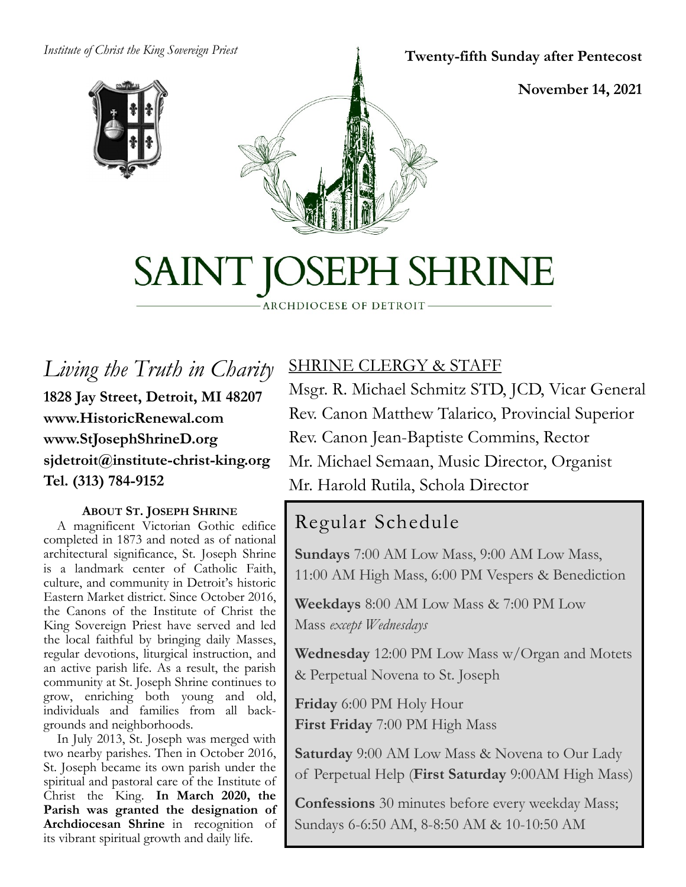*Institute of Christ the King Sovereign Priest*

**Twenty-fifth Sunday after Pentecost**

**November 14, 2021**

# SAINT JOSEPH SHRINE

ARCHDIOCESE OF DETROIT

## *Living the Truth in Charity*

**1828 Jay Street, Detroit, MI 48207**
**www.HistoricRenewal.com**
**www.StJosephShrineD.org**
**sjdetroit@institute-christ-king.org**
**Tel. (313) 784-9152**

### ABOUT ST. JOSEPH SHRINE

A magnificent Victorian Gothic edifice completed in 1873 and noted as of national architectural significance, St. Joseph Shrine is a landmark center of Catholic Faith, culture, and community in Detroit's historic Eastern Market district. Since October 2016, the Canons of the Institute of Christ the King Sovereign Priest have served and led the local faithful by bringing daily Masses, regular devotions, liturgical instruction, and an active parish life. As a result, the parish community at St. Joseph Shrine continues to grow, enriching both young and old, individuals and families from all backgrounds and neighborhoods.

In July 2013, St. Joseph was merged with two nearby parishes. Then in October 2016, St. Joseph became its own parish under the spiritual and pastoral care of the Institute of Christ the King. **In March 2020, the Parish was granted the designation of Archdiocesan Shrine** in recognition of its vibrant spiritual growth and daily life.

## SHRINE CLERGY & STAFF

Msgr. R. Michael Schmitz STD, JCD, Vicar General
Rev. Canon Matthew Talarico, Provincial Superior
Rev. Canon Jean-Baptiste Commins, Rector
Mr. Michael Semaan, Music Director, Organist
Mr. Harold Rutila, Schola Director

## Regular Schedule

**Sundays** 7:00 AM Low Mass, 9:00 AM Low Mass, 11:00 AM High Mass, 6:00 PM Vespers & Benediction

**Weekdays** 8:00 AM Low Mass & 7:00 PM Low Mass *except Wednesdays*

**Wednesday** 12:00 PM Low Mass w/Organ and Motets & Perpetual Novena to St. Joseph

**Friday** 6:00 PM Holy Hour
**First Friday** 7:00 PM High Mass

**Saturday** 9:00 AM Low Mass & Novena to Our Lady of Perpetual Help (**First Saturday** 9:00AM High Mass)

**Confessions** 30 minutes before every weekday Mass; Sundays 6-6:50 AM, 8-8:50 AM & 10-10:50 AM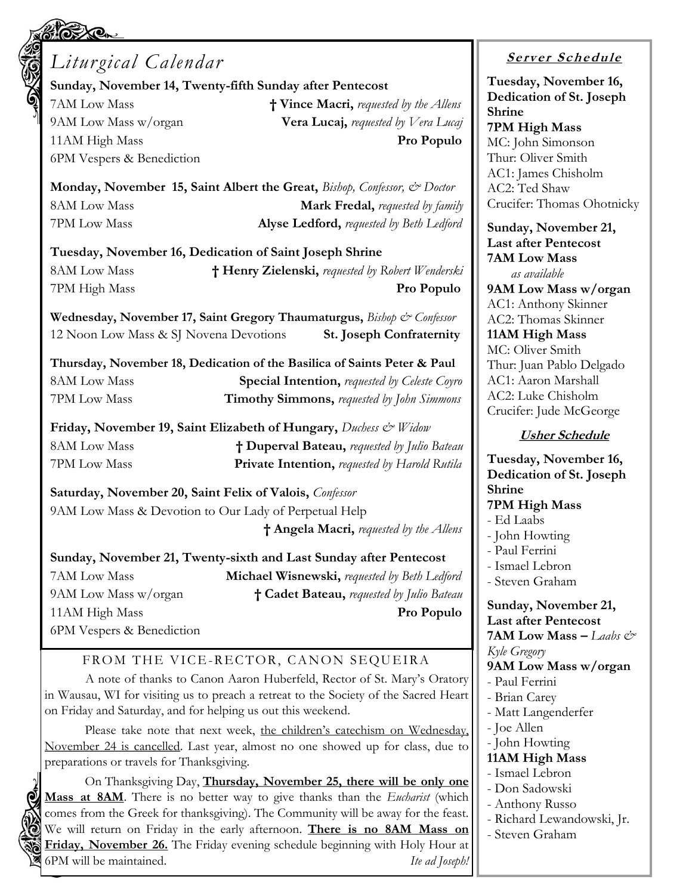# Liturgical Calendar

**Sunday, November 14, Twenty-fifth Sunday after Pentecost**

7AM Low Mass — **† Vince Macri,** *requested by the Allens*
9AM Low Mass w/organ — **Vera Lucaj,** *requested by Vera Lucaj*
11AM High Mass — **Pro Populo**
6PM Vespers & Benediction

**Monday, November 15, Saint Albert the Great,** *Bishop, Confessor, & Doctor*

8AM Low Mass — **Mark Fredal,** *requested by family*
7PM Low Mass — **Alyse Ledford,** *requested by Beth Ledford*

**Tuesday, November 16, Dedication of Saint Joseph Shrine**

8AM Low Mass — **† Henry Zielenski,** *requested by Robert Wenderski*
7PM High Mass — **Pro Populo**

**Wednesday, November 17, Saint Gregory Thaumaturgus,** *Bishop & Confessor*

12 Noon Low Mass & SJ Novena Devotions — **St. Joseph Confraternity**

**Thursday, November 18, Dedication of the Basilica of Saints Peter & Paul**

8AM Low Mass — **Special Intention,** *requested by Celeste Coyro*
7PM Low Mass — **Timothy Simmons,** *requested by John Simmons*

**Friday, November 19, Saint Elizabeth of Hungary,** *Duchess & Widow*

8AM Low Mass — **† Duperval Bateau,** *requested by Julio Bateau*
7PM Low Mass — **Private Intention,** *requested by Harold Rutila*

**Saturday, November 20, Saint Felix of Valois,** *Confessor*

9AM Low Mass & Devotion to Our Lady of Perpetual Help — **† Angela Macri,** *requested by the Allens*

**Sunday, November 21, Twenty-sixth and Last Sunday after Pentecost**

7AM Low Mass — **Michael Wisnewski,** *requested by Beth Ledford*
9AM Low Mass w/organ — **† Cadet Bateau,** *requested by Julio Bateau*
11AM High Mass — **Pro Populo**
6PM Vespers & Benediction

## FROM THE VICE-RECTOR, CANON SEQUEIRA

A note of thanks to Canon Aaron Huberfeld, Rector of St. Mary's Oratory in Wausau, WI for visiting us to preach a retreat to the Society of the Sacred Heart on Friday and Saturday, and for helping us out this weekend.

Please take note that next week, the children's catechism on Wednesday, November 24 is cancelled. Last year, almost no one showed up for class, due to preparations or travels for Thanksgiving.

On Thanksgiving Day, **Thursday, November 25, there will be only one Mass at 8AM**. There is no better way to give thanks than the *Eucharist* (which comes from the Greek for thanksgiving). The Community will be away for the feast. We will return on Friday in the early afternoon. **There is no 8AM Mass on Friday, November 26.** The Friday evening schedule beginning with Holy Hour at 6PM will be maintained. *Ite ad Joseph!*

## Server Schedule

**Tuesday, November 16, Dedication of St. Joseph Shrine**
**7PM High Mass**
MC: John Simonson
Thur: Oliver Smith
AC1: James Chisholm
AC2: Ted Shaw
Crucifer: Thomas Ohotnicky

**Sunday, November 21, Last after Pentecost**
**7AM Low Mass**
*as available*
**9AM Low Mass w/organ**
AC1: Anthony Skinner
AC2: Thomas Skinner
**11AM High Mass**
MC: Oliver Smith
Thur: Juan Pablo Delgado
AC1: Aaron Marshall
AC2: Luke Chisholm
Crucifer: Jude McGeorge

## Usher Schedule

**Tuesday, November 16, Dedication of St. Joseph Shrine**
**7PM High Mass**
- Ed Laabs
- John Howting
- Paul Ferrini
- Ismael Lebron
- Steven Graham

**Sunday, November 21, Last after Pentecost**
**7AM Low Mass –** *Laabs & Kyle Gregory*
**9AM Low Mass w/organ**
- Paul Ferrini
- Brian Carey
- Matt Langenderfer
- Joe Allen
- John Howting

**11AM High Mass**
- Ismael Lebron
- Don Sadowski
- Anthony Russo
- Richard Lewandowski, Jr.
- Steven Graham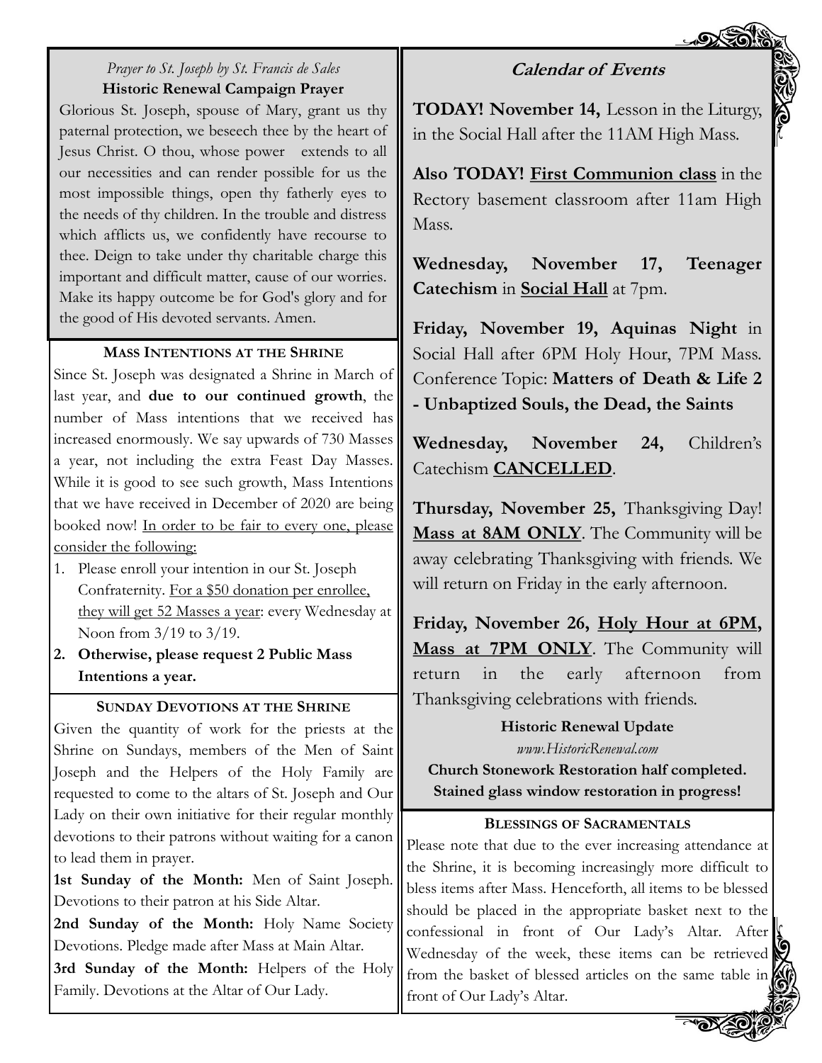*Prayer to St. Joseph by St. Francis de Sales*

**Historic Renewal Campaign Prayer**

Glorious St. Joseph, spouse of Mary, grant us thy paternal protection, we beseech thee by the heart of Jesus Christ. O thou, whose power extends to all our necessities and can render possible for us the most impossible things, open thy fatherly eyes to the needs of thy children. In the trouble and distress which afflicts us, we confidently have recourse to thee. Deign to take under thy charitable charge this important and difficult matter, cause of our worries. Make its happy outcome be for God's glory and for the good of His devoted servants. Amen.

## MASS INTENTIONS AT THE SHRINE

Since St. Joseph was designated a Shrine in March of last year, and **due to our continued growth**, the number of Mass intentions that we received has increased enormously. We say upwards of 730 Masses a year, not including the extra Feast Day Masses. While it is good to see such growth, Mass Intentions that we have received in December of 2020 are being booked now! In order to be fair to every one, please consider the following:

1. Please enroll your intention in our St. Joseph Confraternity. For a $50 donation per enrollee, they will get 52 Masses a year: every Wednesday at Noon from 3/19 to 3/19.
2. **Otherwise, please request 2 Public Mass Intentions a year.**

## SUNDAY DEVOTIONS AT THE SHRINE

Given the quantity of work for the priests at the Shrine on Sundays, members of the Men of Saint Joseph and the Helpers of the Holy Family are requested to come to the altars of St. Joseph and Our Lady on their own initiative for their regular monthly devotions to their patrons without waiting for a canon to lead them in prayer.

**1st Sunday of the Month:** Men of Saint Joseph. Devotions to their patron at his Side Altar.

**2nd Sunday of the Month:** Holy Name Society Devotions. Pledge made after Mass at Main Altar.

**3rd Sunday of the Month:** Helpers of the Holy Family. Devotions at the Altar of Our Lady.

## Calendar of Events

**TODAY! November 14,** Lesson in the Liturgy, in the Social Hall after the 11AM High Mass.

**Also TODAY! First Communion class** in the Rectory basement classroom after 11am High Mass.

**Wednesday, November 17, Teenager Catechism** in **Social Hall** at 7pm.

**Friday, November 19, Aquinas Night** in Social Hall after 6PM Holy Hour, 7PM Mass. Conference Topic: **Matters of Death & Life 2 - Unbaptized Souls, the Dead, the Saints**

**Wednesday, November 24,** Children's Catechism **CANCELLED**.

**Thursday, November 25,** Thanksgiving Day! **Mass at 8AM ONLY**. The Community will be away celebrating Thanksgiving with friends. We will return on Friday in the early afternoon.

**Friday, November 26, Holy Hour at 6PM, Mass at 7PM ONLY**. The Community will return in the early afternoon from Thanksgiving celebrations with friends.

**Historic Renewal Update**

*www.HistoricRenewal.com*

**Church Stonework Restoration half completed. Stained glass window restoration in progress!**

## BLESSINGS OF SACRAMENTALS

Please note that due to the ever increasing attendance at the Shrine, it is becoming increasingly more difficult to bless items after Mass. Henceforth, all items to be blessed should be placed in the appropriate basket next to the confessional in front of Our Lady's Altar. After Wednesday of the week, these items can be retrieved from the basket of blessed articles on the same table in front of Our Lady's Altar.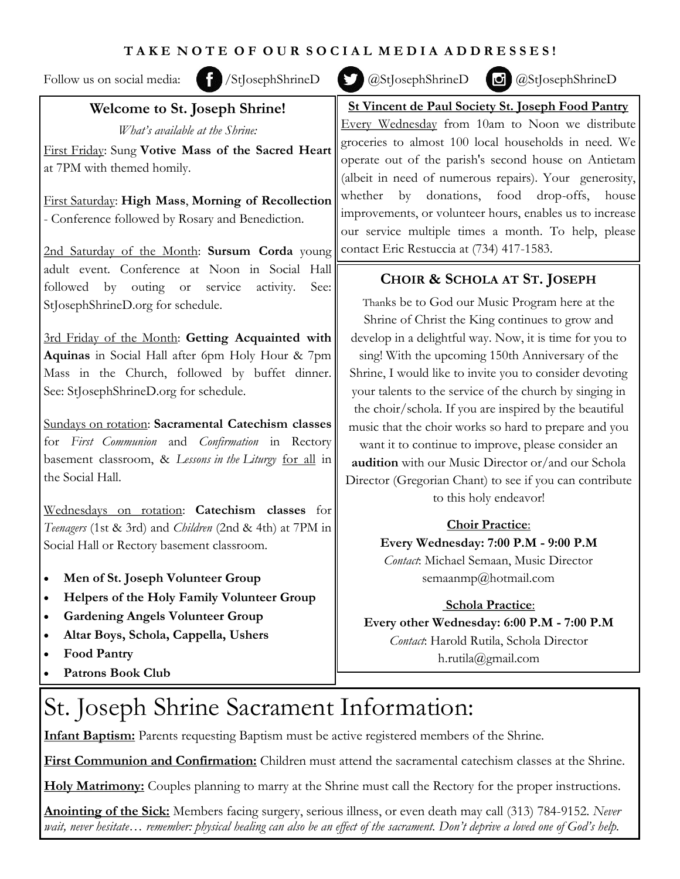**TAKE NOTE OF OUR SOCIAL MEDIA ADDRESSES!**

Follow us on social media: /StJosephShrineD @StJosephShrineD @StJosephShrineD

## Welcome to St. Joseph Shrine!

*What's available at the Shrine:*

First Friday: Sung **Votive Mass of the Sacred Heart** at 7PM with themed homily.

First Saturday: **High Mass**, **Morning of Recollection** - Conference followed by Rosary and Benediction.

2nd Saturday of the Month: **Sursum Corda** young adult event. Conference at Noon in Social Hall followed by outing or service activity. See: StJosephShrineD.org for schedule.

3rd Friday of the Month: **Getting Acquainted with Aquinas** in Social Hall after 6pm Holy Hour & 7pm Mass in the Church, followed by buffet dinner. See: StJosephShrineD.org for schedule.

Sundays on rotation: **Sacramental Catechism classes** for *First Communion* and *Confirmation* in Rectory basement classroom, & *Lessons in the Liturgy* for all in the Social Hall.

Wednesdays on rotation: **Catechism classes** for *Teenagers* (1st & 3rd) and *Children* (2nd & 4th) at 7PM in Social Hall or Rectory basement classroom.

- **Men of St. Joseph Volunteer Group**
- **Helpers of the Holy Family Volunteer Group**
- **Gardening Angels Volunteer Group**
- **Altar Boys, Schola, Cappella, Ushers**
- **Food Pantry**
- **Patrons Book Club**

## St Vincent de Paul Society St. Joseph Food Pantry

Every Wednesday from 10am to Noon we distribute groceries to almost 100 local households in need. We operate out of the parish's second house on Antietam (albeit in need of numerous repairs). Your generosity, whether by donations, food drop-offs, house improvements, or volunteer hours, enables us to increase our service multiple times a month. To help, please contact Eric Restuccia at (734) 417-1583.

## CHOIR & SCHOLA AT ST. JOSEPH

Thanks be to God our Music Program here at the Shrine of Christ the King continues to grow and develop in a delightful way. Now, it is time for you to sing! With the upcoming 150th Anniversary of the Shrine, I would like to invite you to consider devoting your talents to the service of the church by singing in the choir/schola. If you are inspired by the beautiful music that the choir works so hard to prepare and you want it to continue to improve, please consider an **audition** with our Music Director or/and our Schola Director (Gregorian Chant) to see if you can contribute to this holy endeavor!

**Choir Practice**:
**Every Wednesday: 7:00 P.M - 9:00 P.M**
*Contact*: Michael Semaan, Music Director
semaanmp@hotmail.com

**Schola Practice**:
**Every other Wednesday: 6:00 P.M - 7:00 P.M**
*Contact*: Harold Rutila, Schola Director
h.rutila@gmail.com

# St. Joseph Shrine Sacrament Information:

**Infant Baptism:** Parents requesting Baptism must be active registered members of the Shrine.

**First Communion and Confirmation:** Children must attend the sacramental catechism classes at the Shrine.

**Holy Matrimony:** Couples planning to marry at the Shrine must call the Rectory for the proper instructions.

**Anointing of the Sick:** Members facing surgery, serious illness, or even death may call (313) 784-9152. *Never wait, never hesitate… remember: physical healing can also be an effect of the sacrament. Don't deprive a loved one of God's help.*